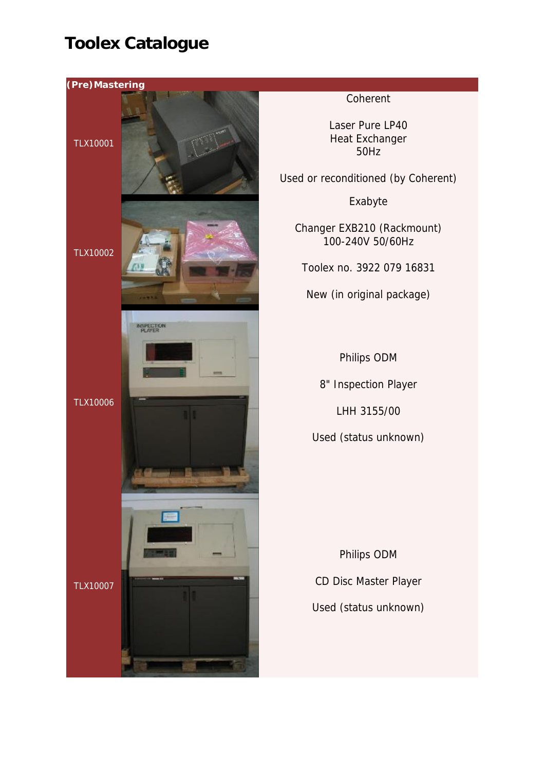# Toolex Catalogue

| (Pre)Mastering | |
|---|---|
| TLX10001 | Coherent<br><br>Laser Pure LP40<br>Heat Exchanger<br>50Hz<br><br>Used or reconditioned (by Coherent) |
| TLX10002 | Exabyte<br><br>Changer EXB210 (Rackmount)<br>100-240V 50/60Hz<br><br>Toolex no. 3922 079 16831<br><br>New (in original package) |
| TLX10006 | Philips ODM<br><br>8" Inspection Player<br><br>LHH 3155/00<br><br>Used (status unknown) |
| TLX10007 | Philips ODM<br><br>CD Disc Master Player<br><br>Used (status unknown) |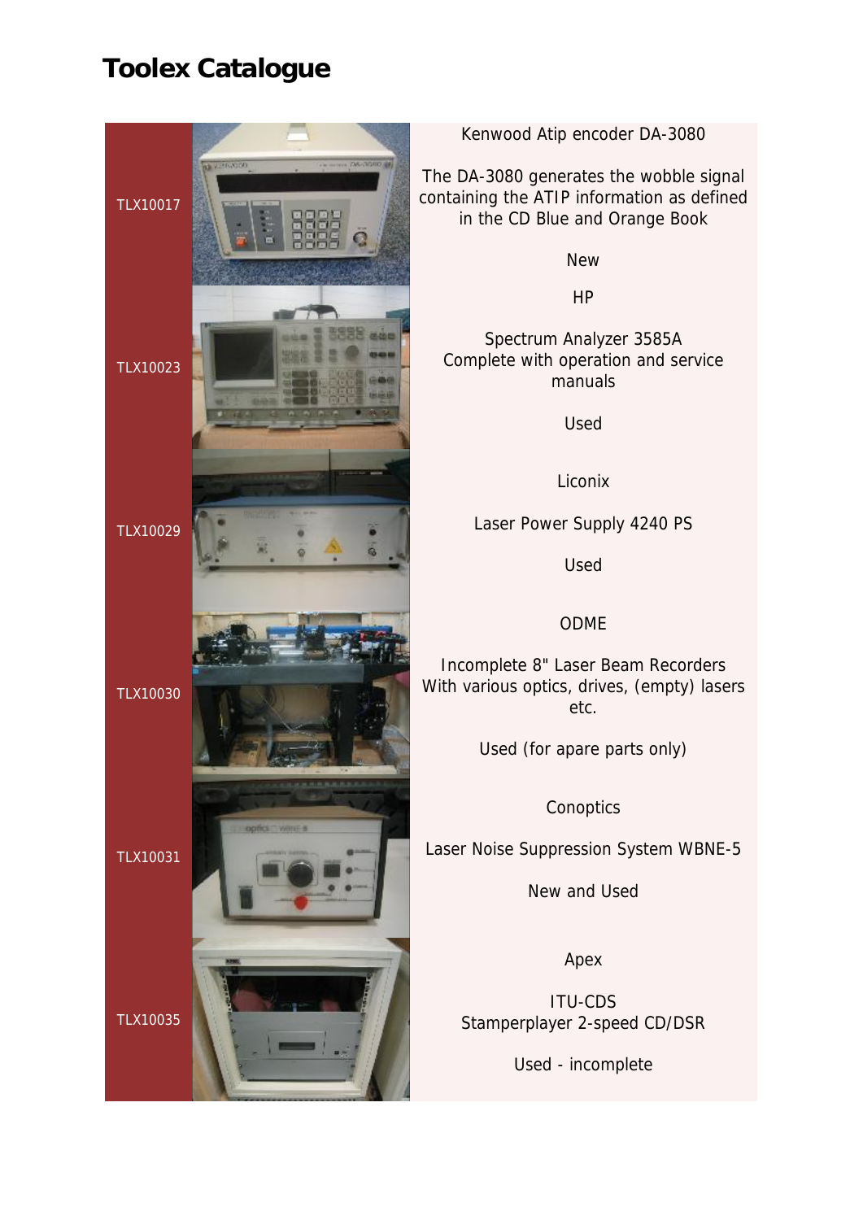# Toolex Catalogue

| Code | Description |
| --- | --- |
| TLX10017 | Kenwood Atip encoder DA-3080<br><br>The DA-3080 generates the wobble signal containing the ATIP information as defined in the CD Blue and Orange Book<br><br>New |
| TLX10023 | HP<br><br>Spectrum Analyzer 3585A<br>Complete with operation and service manuals<br><br>Used |
| TLX10029 | Liconix<br><br>Laser Power Supply 4240 PS<br><br>Used |
| TLX10030 | ODME<br><br>Incomplete 8" Laser Beam Recorders<br>With various optics, drives, (empty) lasers etc.<br><br>Used (for apare parts only) |
| TLX10031 | Conoptics<br><br>Laser Noise Suppression System WBNE-5<br><br>New and Used |
| TLX10035 | Apex<br><br>ITU-CDS<br>Stamperplayer 2-speed CD/DSR<br><br>Used - incomplete |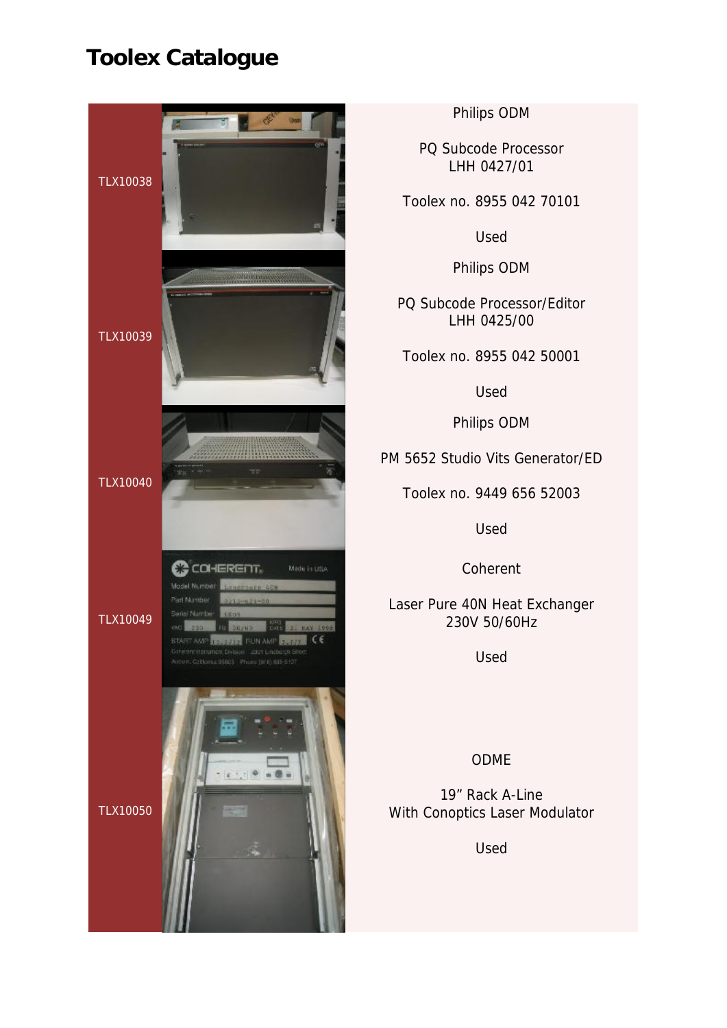# Toolex Catalogue

| | |
|---|---|
| TLX10038 | Philips ODM<br><br>PQ Subcode Processor<br>LHH 0427/01<br><br>Toolex no. 8955 042 70101<br><br>Used |
| TLX10039 | Philips ODM<br><br>PQ Subcode Processor/Editor<br>LHH 0425/00<br><br>Toolex no. 8955 042 50001<br><br>Used |
| TLX10040 | Philips ODM<br><br>PM 5652 Studio Vits Generator/ED<br><br>Toolex no. 9449 656 52003<br><br>Used |
| TLX10049 | Coherent<br><br>Laser Pure 40N Heat Exchanger<br>230V 50/60Hz<br><br>Used |
| TLX10050 | ODME<br><br>19” Rack A-Line<br>With Conoptics Laser Modulator<br><br>Used |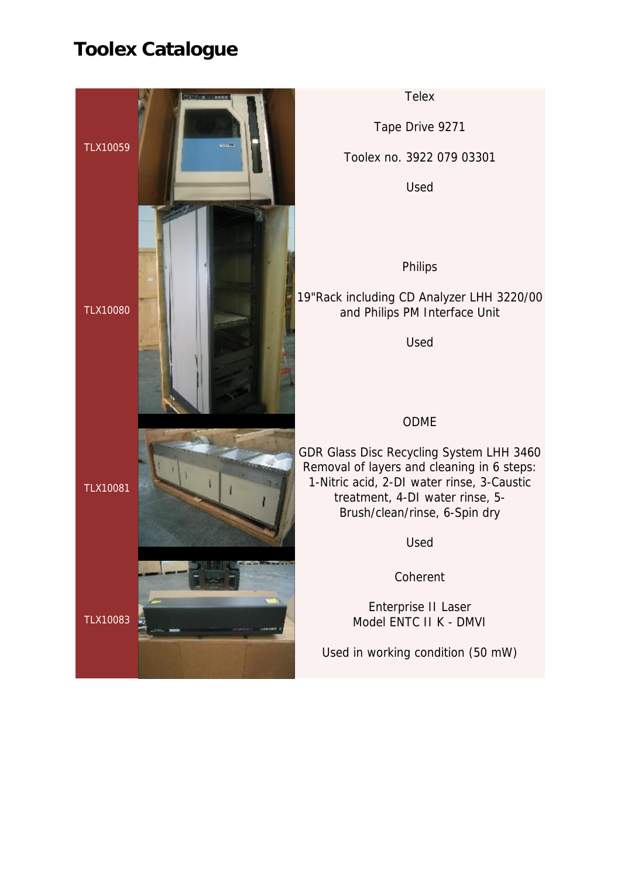# Toolex Catalogue

| ID | Description |
| --- | --- |
| TLX10059 | Telex<br><br>Tape Drive 9271<br><br>Toolex no. 3922 079 03301<br><br>Used |
| TLX10080 | Philips<br><br>19"Rack including CD Analyzer LHH 3220/00 and Philips PM Interface Unit<br><br>Used |
| TLX10081 | ODME<br><br>GDR Glass Disc Recycling System LHH 3460 Removal of layers and cleaning in 6 steps: 1-Nitric acid, 2-DI water rinse, 3-Caustic treatment, 4-DI water rinse, 5-Brush/clean/rinse, 6-Spin dry<br><br>Used |
| TLX10083 | Coherent<br><br>Enterprise II Laser<br>Model ENTC II K - DMVI<br><br>Used in working condition (50 mW) |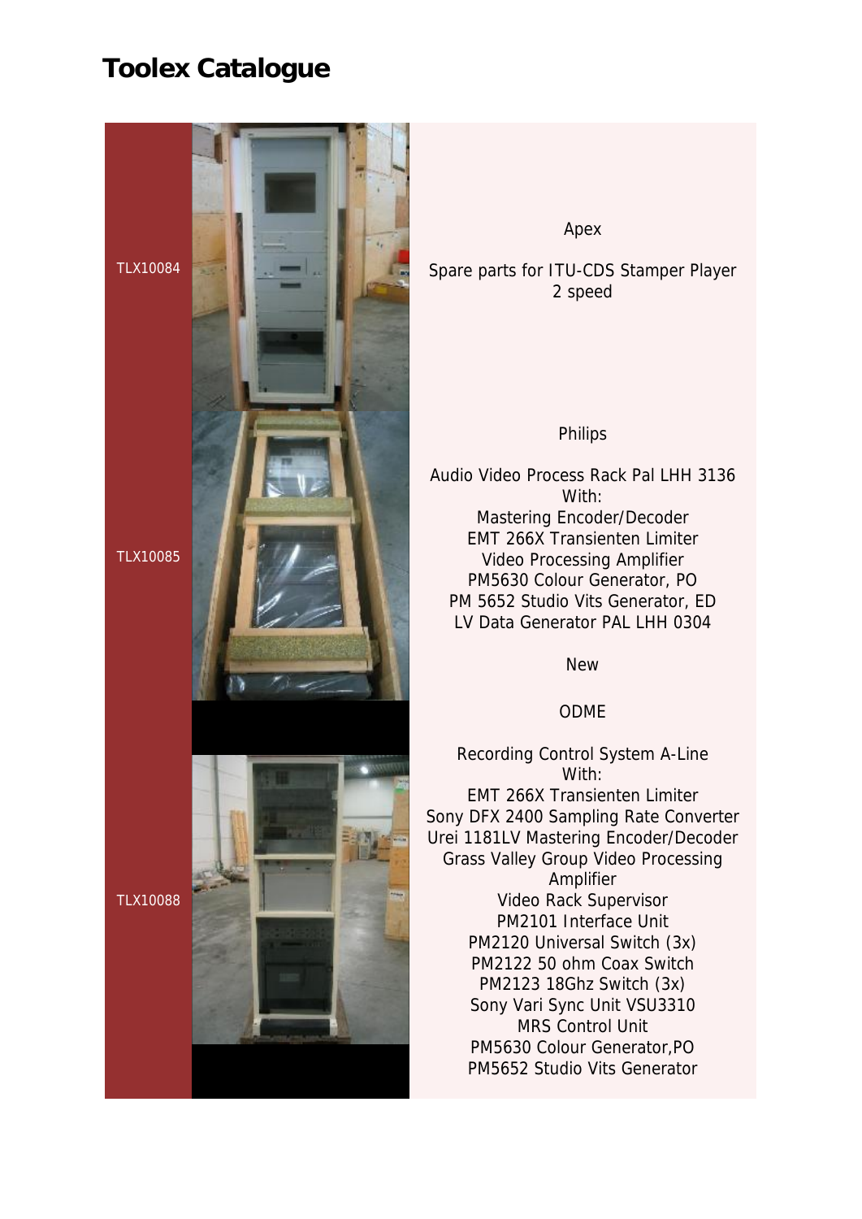# Toolex Catalogue

| | |
|---|---|
| TLX10084 | Apex<br><br>Spare parts for ITU-CDS Stamper Player 2 speed |
| TLX10085 | Philips<br><br>Audio Video Process Rack Pal LHH 3136<br>With:<br>Mastering Encoder/Decoder<br>EMT 266X Transienten Limiter<br>Video Processing Amplifier<br>PM5630 Colour Generator, PO<br>PM 5652 Studio Vits Generator, ED<br>LV Data Generator PAL LHH 0304<br><br>New |
| TLX10088 | ODME<br><br>Recording Control System A-Line<br>With:<br>EMT 266X Transienten Limiter<br>Sony DFX 2400 Sampling Rate Converter<br>Urei 1181LV Mastering Encoder/Decoder<br>Grass Valley Group Video Processing Amplifier<br>Video Rack Supervisor<br>PM2101 Interface Unit<br>PM2120 Universal Switch (3x)<br>PM2122 50 ohm Coax Switch<br>PM2123 18Ghz Switch (3x)<br>Sony Vari Sync Unit VSU3310<br>MRS Control Unit<br>PM5630 Colour Generator,PO<br>PM5652 Studio Vits Generator |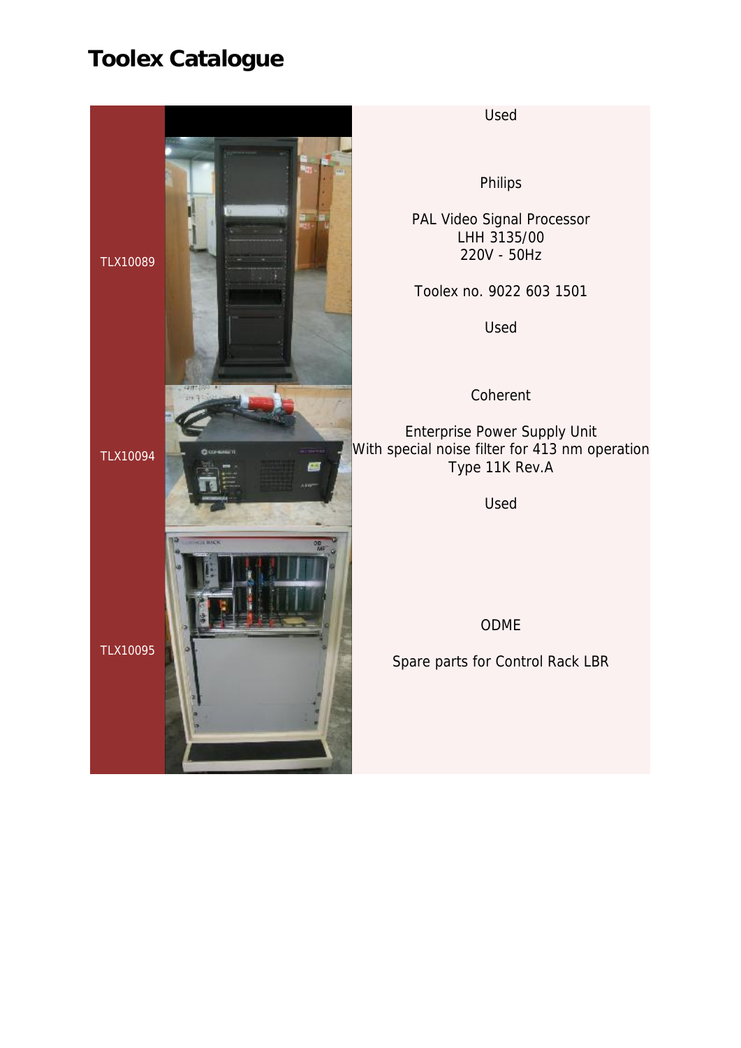# Toolex Catalogue

| | |
|---|---|
| | Used |
| TLX10089 | Philips<br><br>PAL Video Signal Processor<br>LHH 3135/00<br>220V - 50Hz<br><br>Toolex no. 9022 603 1501<br><br>Used |
| TLX10094 | Coherent<br><br>Enterprise Power Supply Unit<br>With special noise filter for 413 nm operation<br>Type 11K Rev.A<br><br>Used |
| TLX10095 | ODME<br><br>Spare parts for Control Rack LBR |